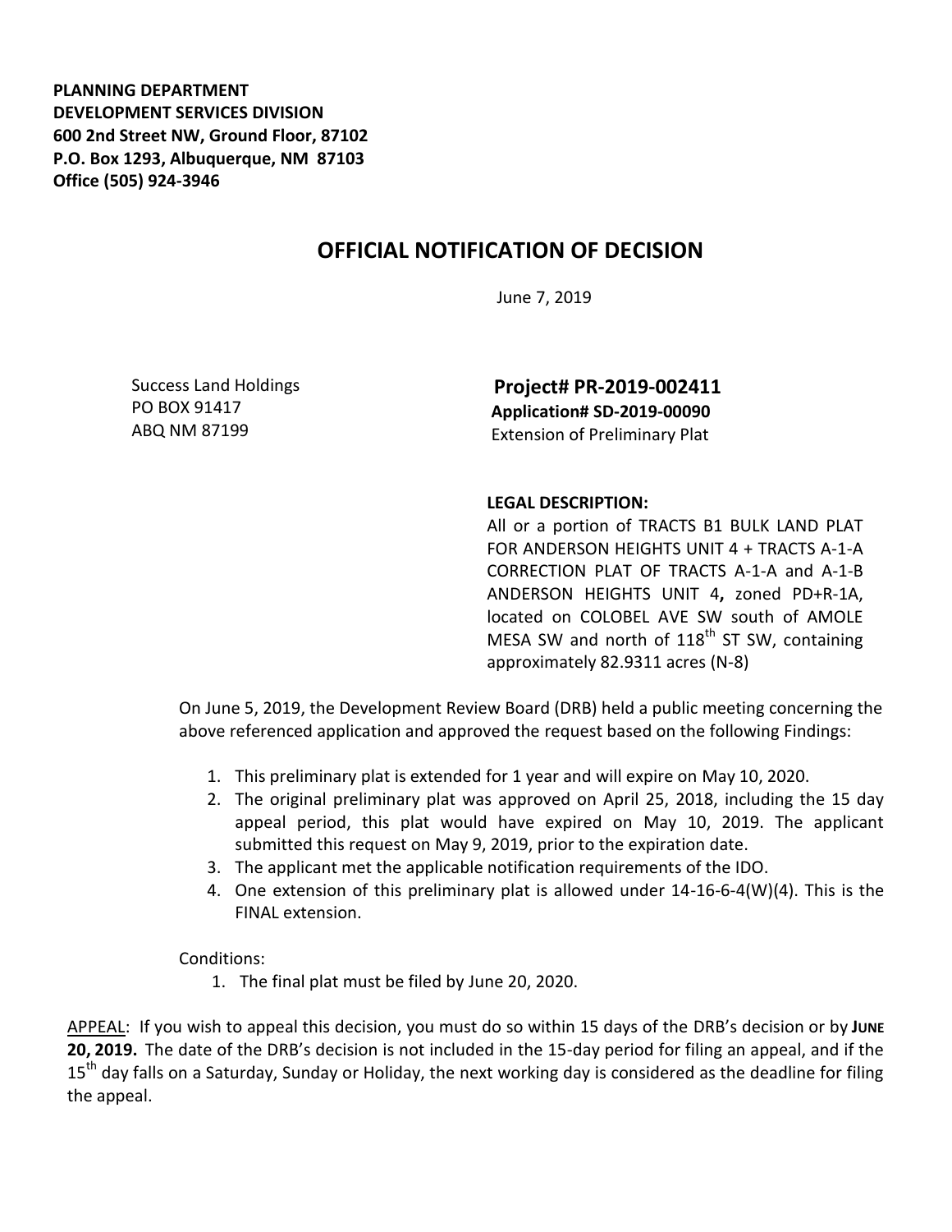**PLANNING DEPARTMENT**
**DEVELOPMENT SERVICES DIVISION**
**600 2nd Street NW, Ground Floor, 87102**
**P.O. Box 1293, Albuquerque, NM 87103**
**Office (505) 924-3946**

# OFFICIAL NOTIFICATION OF DECISION

June 7, 2019

Success Land Holdings
PO BOX 91417
ABQ NM 87199

**Project# PR-2019-002411**
**Application# SD-2019-00090**
Extension of Preliminary Plat

**LEGAL DESCRIPTION:**
All or a portion of TRACTS B1 BULK LAND PLAT FOR ANDERSON HEIGHTS UNIT 4 + TRACTS A-1-A CORRECTION PLAT OF TRACTS A-1-A and A-1-B ANDERSON HEIGHTS UNIT 4**,** zoned PD+R-1A, located on COLOBEL AVE SW south of AMOLE MESA SW and north of 118th ST SW, containing approximately 82.9311 acres (N-8)

On June 5, 2019, the Development Review Board (DRB) held a public meeting concerning the above referenced application and approved the request based on the following Findings:

1. This preliminary plat is extended for 1 year and will expire on May 10, 2020.
2. The original preliminary plat was approved on April 25, 2018, including the 15 day appeal period, this plat would have expired on May 10, 2019. The applicant submitted this request on May 9, 2019, prior to the expiration date.
3. The applicant met the applicable notification requirements of the IDO.
4. One extension of this preliminary plat is allowed under 14-16-6-4(W)(4). This is the FINAL extension.

Conditions:

1. The final plat must be filed by June 20, 2020.

APPEAL: If you wish to appeal this decision, you must do so within 15 days of the DRB's decision or by **JUNE 20, 2019.** The date of the DRB's decision is not included in the 15-day period for filing an appeal, and if the 15th day falls on a Saturday, Sunday or Holiday, the next working day is considered as the deadline for filing the appeal.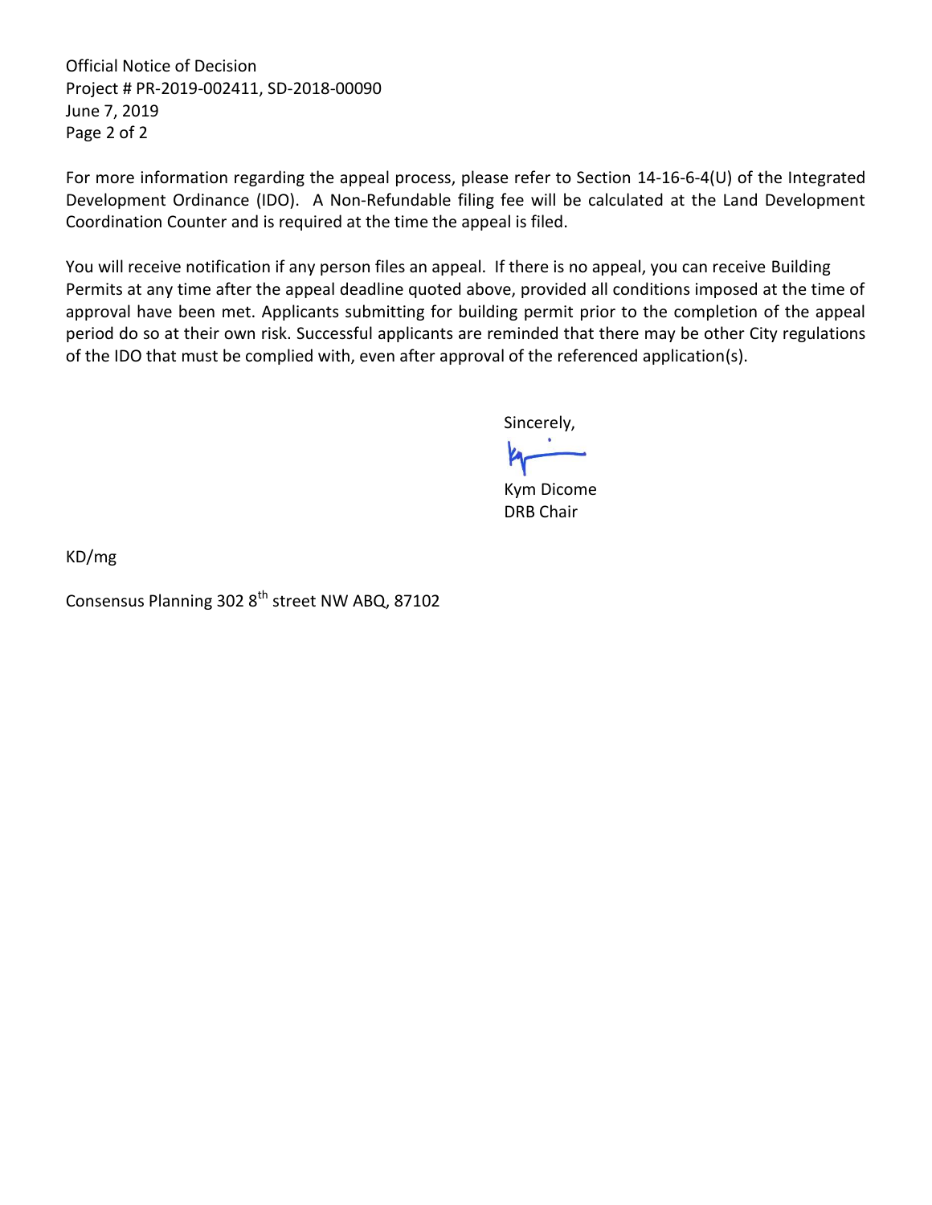For more information regarding the appeal process, please refer to Section 14-16-6-4(U) of the Integrated Development Ordinance (IDO). A Non-Refundable filing fee will be calculated at the Land Development Coordination Counter and is required at the time the appeal is filed.

You will receive notification if any person files an appeal. If there is no appeal, you can receive Building Permits at any time after the appeal deadline quoted above, provided all conditions imposed at the time of approval have been met. Applicants submitting for building permit prior to the completion of the appeal period do so at their own risk. Successful applicants are reminded that there may be other City regulations of the IDO that must be complied with, even after approval of the referenced application(s).

Sincerely,

Kym Dicome
DRB Chair

KD/mg

Consensus Planning 302 8th street NW ABQ, 87102